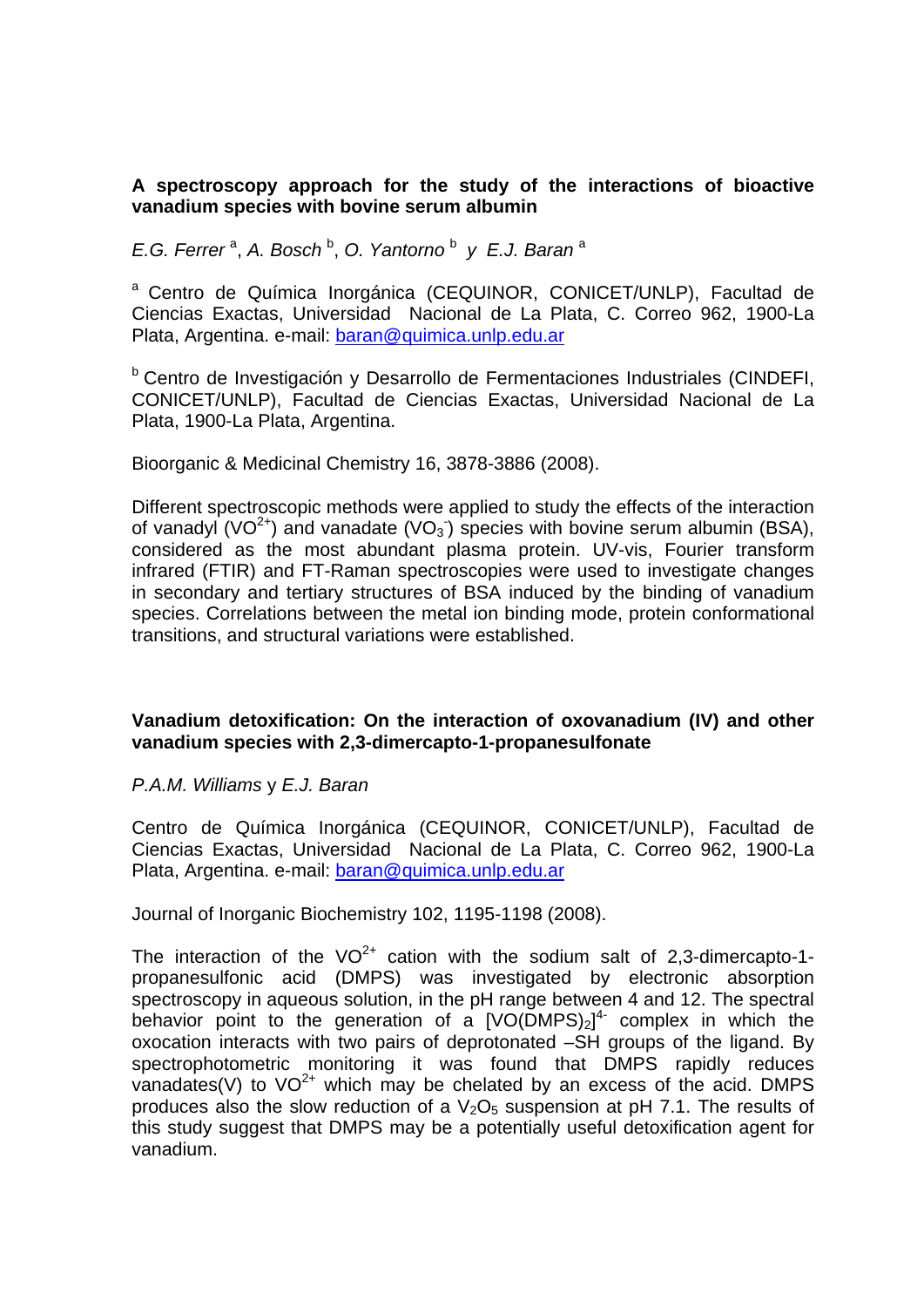**A spectroscopy approach for the study of the interactions of bioactive vanadium species with bovine serum albumin**

*E.G. Ferrer* [a], *A. Bosch* [b], *O. Yantorno* [b] *y* *E.J. Baran* [a]

[a] Centro de Química Inorgánica (CEQUINOR, CONICET/UNLP), Facultad de Ciencias Exactas, Universidad Nacional de La Plata, C. Correo 962, 1900-La Plata, Argentina. e-mail: baran@quimica.unlp.edu.ar

[b] Centro de Investigación y Desarrollo de Fermentaciones Industriales (CINDEFI, CONICET/UNLP), Facultad de Ciencias Exactas, Universidad Nacional de La Plata, 1900-La Plata, Argentina.

Bioorganic & Medicinal Chemistry 16, 3878-3886 (2008).

Different spectroscopic methods were applied to study the effects of the interaction of vanadyl ($VO^{2+}$) and vanadate ($VO_3^-$) species with bovine serum albumin (BSA), considered as the most abundant plasma protein. UV-vis, Fourier transform infrared (FTIR) and FT-Raman spectroscopies were used to investigate changes in secondary and tertiary structures of BSA induced by the binding of vanadium species. Correlations between the metal ion binding mode, protein conformational transitions, and structural variations were established.

**Vanadium detoxification: On the interaction of oxovanadium (IV) and other vanadium species with 2,3-dimercapto-1-propanesulfonate**

*P.A.M. Williams* y *E.J. Baran*

Centro de Química Inorgánica (CEQUINOR, CONICET/UNLP), Facultad de Ciencias Exactas, Universidad Nacional de La Plata, C. Correo 962, 1900-La Plata, Argentina. e-mail: baran@quimica.unlp.edu.ar

Journal of Inorganic Biochemistry 102, 1195-1198 (2008).

The interaction of the $VO^{2+}$ cation with the sodium salt of 2,3-dimercapto-1-propanesulfonic acid (DMPS) was investigated by electronic absorption spectroscopy in aqueous solution, in the pH range between 4 and 12. The spectral behavior point to the generation of a $[VO(DMPS)_2]^{4-}$ complex in which the oxocation interacts with two pairs of deprotonated –SH groups of the ligand. By spectrophotometric monitoring it was found that DMPS rapidly reduces vanadates(V) to $VO^{2+}$ which may be chelated by an excess of the acid. DMPS produces also the slow reduction of a $V_2O_5$ suspension at pH 7.1. The results of this study suggest that DMPS may be a potentially useful detoxification agent for vanadium.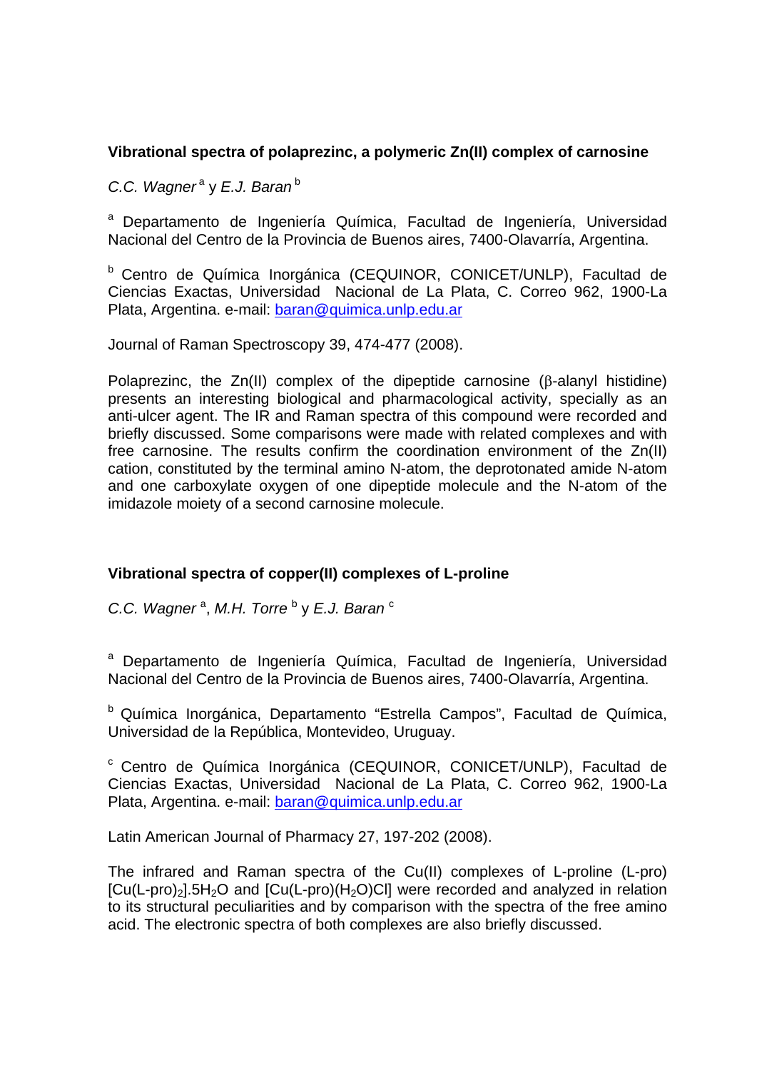## Vibrational spectra of polaprezinc, a polymeric Zn(II) complex of carnosine

*C.C. Wagner* [a] y *E.J. Baran* [b]

[a] Departamento de Ingeniería Química, Facultad de Ingeniería, Universidad Nacional del Centro de la Provincia de Buenos aires, 7400-Olavarría, Argentina.

[b] Centro de Química Inorgánica (CEQUINOR, CONICET/UNLP), Facultad de Ciencias Exactas, Universidad Nacional de La Plata, C. Correo 962, 1900-La Plata, Argentina. e-mail: baran@quimica.unlp.edu.ar

Journal of Raman Spectroscopy 39, 474-477 (2008).

Polaprezinc, the Zn(II) complex of the dipeptide carnosine (β-alanyl histidine) presents an interesting biological and pharmacological activity, specially as an anti-ulcer agent. The IR and Raman spectra of this compound were recorded and briefly discussed. Some comparisons were made with related complexes and with free carnosine. The results confirm the coordination environment of the Zn(II) cation, constituted by the terminal amino N-atom, the deprotonated amide N-atom and one carboxylate oxygen of one dipeptide molecule and the N-atom of the imidazole moiety of a second carnosine molecule.

## Vibrational spectra of copper(II) complexes of L-proline

*C.C. Wagner* [a], *M.H. Torre* [b] y *E.J. Baran* [c]

[a] Departamento de Ingeniería Química, Facultad de Ingeniería, Universidad Nacional del Centro de la Provincia de Buenos aires, 7400-Olavarría, Argentina.

[b] Química Inorgánica, Departamento "Estrella Campos", Facultad de Química, Universidad de la República, Montevideo, Uruguay.

[c] Centro de Química Inorgánica (CEQUINOR, CONICET/UNLP), Facultad de Ciencias Exactas, Universidad Nacional de La Plata, C. Correo 962, 1900-La Plata, Argentina. e-mail: baran@quimica.unlp.edu.ar

Latin American Journal of Pharmacy 27, 197-202 (2008).

The infrared and Raman spectra of the Cu(II) complexes of L-proline (L-pro) $[Cu(L\text{-}pro)_2].5H_2O$ and $[Cu(L\text{-}pro)(H_2O)Cl]$ were recorded and analyzed in relation to its structural peculiarities and by comparison with the spectra of the free amino acid. The electronic spectra of both complexes are also briefly discussed.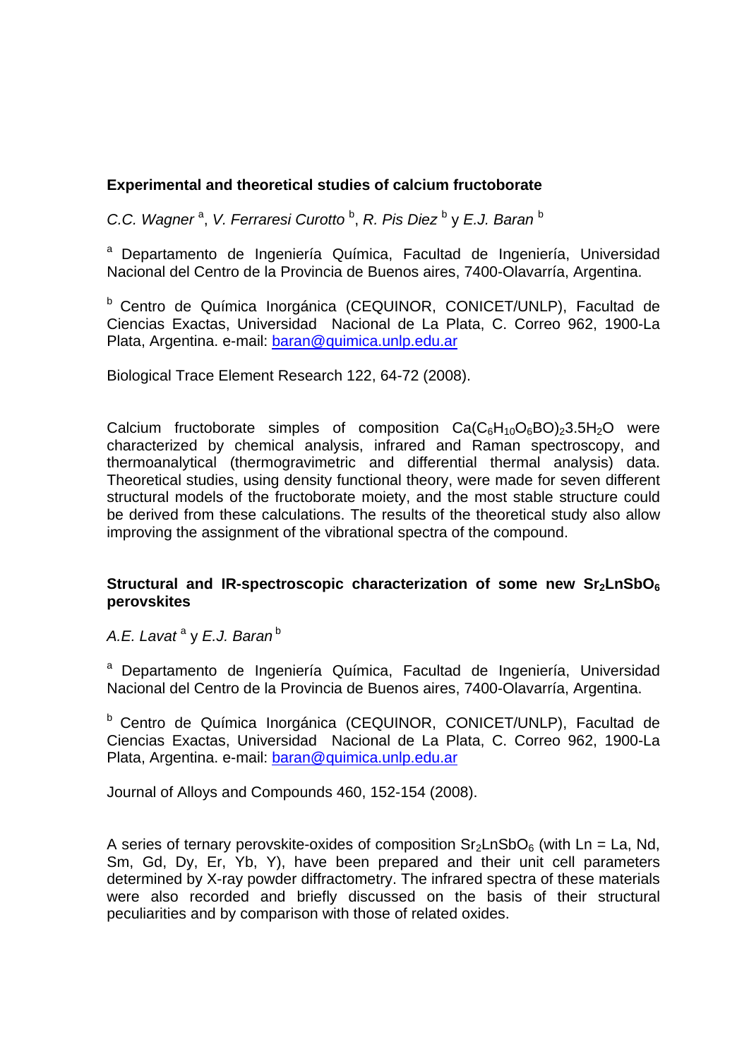**Experimental and theoretical studies of calcium fructoborate**

*C.C. Wagner* [a], *V. Ferraresi Curotto* [b], *R. Pis Diez* [b] y *E.J. Baran* [b]

[a] Departamento de Ingeniería Química, Facultad de Ingeniería, Universidad Nacional del Centro de la Provincia de Buenos aires, 7400-Olavarría, Argentina.

[b] Centro de Química Inorgánica (CEQUINOR, CONICET/UNLP), Facultad de Ciencias Exactas, Universidad Nacional de La Plata, C. Correo 962, 1900-La Plata, Argentina. e-mail: baran@quimica.unlp.edu.ar

Biological Trace Element Research 122, 64-72 (2008).

Calcium fructoborate simples of composition $Ca(C_6H_{10}O_6BO)_2 3.5H_2O$ were characterized by chemical analysis, infrared and Raman spectroscopy, and thermoanalytical (thermogravimetric and differential thermal analysis) data. Theoretical studies, using density functional theory, were made for seven different structural models of the fructoborate moiety, and the most stable structure could be derived from these calculations. The results of the theoretical study also allow improving the assignment of the vibrational spectra of the compound.

**Structural and IR-spectroscopic characterization of some new $Sr_2LnSbO_6$ perovskites**

*A.E. Lavat* [a] y *E.J. Baran* [b]

[a] Departamento de Ingeniería Química, Facultad de Ingeniería, Universidad Nacional del Centro de la Provincia de Buenos aires, 7400-Olavarría, Argentina.

[b] Centro de Química Inorgánica (CEQUINOR, CONICET/UNLP), Facultad de Ciencias Exactas, Universidad Nacional de La Plata, C. Correo 962, 1900-La Plata, Argentina. e-mail: baran@quimica.unlp.edu.ar

Journal of Alloys and Compounds 460, 152-154 (2008).

A series of ternary perovskite-oxides of composition $Sr_2LnSbO_6$ (with Ln = La, Nd, Sm, Gd, Dy, Er, Yb, Y), have been prepared and their unit cell parameters determined by X-ray powder diffractometry. The infrared spectra of these materials were also recorded and briefly discussed on the basis of their structural peculiarities and by comparison with those of related oxides.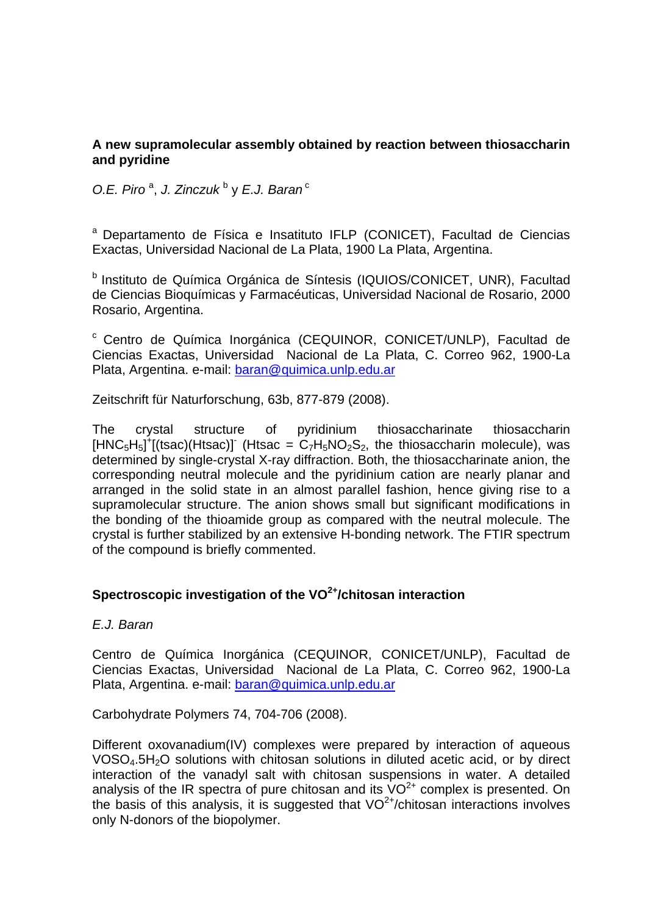**A new supramolecular assembly obtained by reaction between thiosaccharin and pyridine**

*O.E. Piro* [a], *J. Zinczuk* [b] y *E.J. Baran* [c]

[a] Departamento de Física e Insatituto IFLP (CONICET), Facultad de Ciencias Exactas, Universidad Nacional de La Plata, 1900 La Plata, Argentina.

[b] Instituto de Química Orgánica de Síntesis (IQUIOS/CONICET, UNR), Facultad de Ciencias Bioquímicas y Farmacéuticas, Universidad Nacional de Rosario, 2000 Rosario, Argentina.

[c] Centro de Química Inorgánica (CEQUINOR, CONICET/UNLP), Facultad de Ciencias Exactas, Universidad Nacional de La Plata, C. Correo 962, 1900-La Plata, Argentina. e-mail: baran@quimica.unlp.edu.ar

Zeitschrift für Naturforschung, 63b, 877-879 (2008).

The crystal structure of pyridinium thiosaccharinate thiosaccharin $[HNC_5H_5]^+[(tsac)(Htsac)]^-$ (Htsac = $C_7H_5NO_2S_2$, the thiosaccharin molecule), was determined by single-crystal X-ray diffraction. Both, the thiosaccharinate anion, the corresponding neutral molecule and the pyridinium cation are nearly planar and arranged in the solid state in an almost parallel fashion, hence giving rise to a supramolecular structure. The anion shows small but significant modifications in the bonding of the thioamide group as compared with the neutral molecule. The crystal is further stabilized by an extensive H-bonding network. The FTIR spectrum of the compound is briefly commented.

**Spectroscopic investigation of the $VO^{2+}$/chitosan interaction**

*E.J. Baran*

Centro de Química Inorgánica (CEQUINOR, CONICET/UNLP), Facultad de Ciencias Exactas, Universidad Nacional de La Plata, C. Correo 962, 1900-La Plata, Argentina. e-mail: baran@quimica.unlp.edu.ar

Carbohydrate Polymers 74, 704-706 (2008).

Different oxovanadium(IV) complexes were prepared by interaction of aqueous $VOSO_4.5H_2O$ solutions with chitosan solutions in diluted acetic acid, or by direct interaction of the vanadyl salt with chitosan suspensions in water. A detailed analysis of the IR spectra of pure chitosan and its $VO^{2+}$ complex is presented. On the basis of this analysis, it is suggested that $VO^{2+}$/chitosan interactions involves only N-donors of the biopolymer.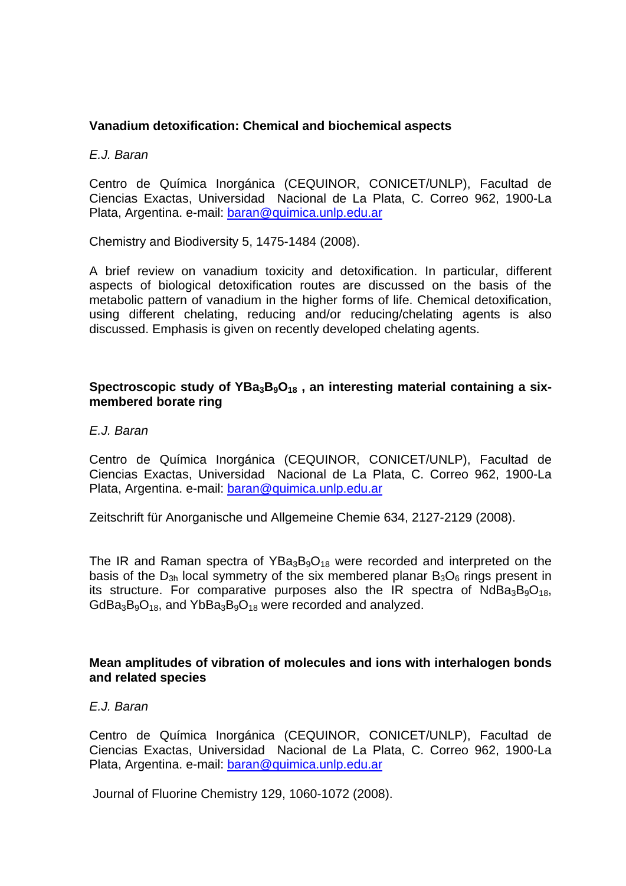**Vanadium detoxification: Chemical and biochemical aspects**

*E.J. Baran*

Centro de Química Inorgánica (CEQUINOR, CONICET/UNLP), Facultad de Ciencias Exactas, Universidad Nacional de La Plata, C. Correo 962, 1900-La Plata, Argentina. e-mail: baran@quimica.unlp.edu.ar

Chemistry and Biodiversity 5, 1475-1484 (2008).

A brief review on vanadium toxicity and detoxification. In particular, different aspects of biological detoxification routes are discussed on the basis of the metabolic pattern of vanadium in the higher forms of life. Chemical detoxification, using different chelating, reducing and/or reducing/chelating agents is also discussed. Emphasis is given on recently developed chelating agents.

**Spectroscopic study of $YBa_3B_9O_{18}$ , an interesting material containing a six-membered borate ring**

*E.J. Baran*

Centro de Química Inorgánica (CEQUINOR, CONICET/UNLP), Facultad de Ciencias Exactas, Universidad Nacional de La Plata, C. Correo 962, 1900-La Plata, Argentina. e-mail: baran@quimica.unlp.edu.ar

Zeitschrift für Anorganische und Allgemeine Chemie 634, 2127-2129 (2008).

The IR and Raman spectra of $YBa_3B_9O_{18}$ were recorded and interpreted on the basis of the $D_{3h}$ local symmetry of the six membered planar $B_3O_6$ rings present in its structure. For comparative purposes also the IR spectra of $NdBa_3B_9O_{18}$, $GdBa_3B_9O_{18}$, and $YbBa_3B_9O_{18}$ were recorded and analyzed.

**Mean amplitudes of vibration of molecules and ions with interhalogen bonds and related species**

*E.J. Baran*

Centro de Química Inorgánica (CEQUINOR, CONICET/UNLP), Facultad de Ciencias Exactas, Universidad Nacional de La Plata, C. Correo 962, 1900-La Plata, Argentina. e-mail: baran@quimica.unlp.edu.ar

Journal of Fluorine Chemistry 129, 1060-1072 (2008).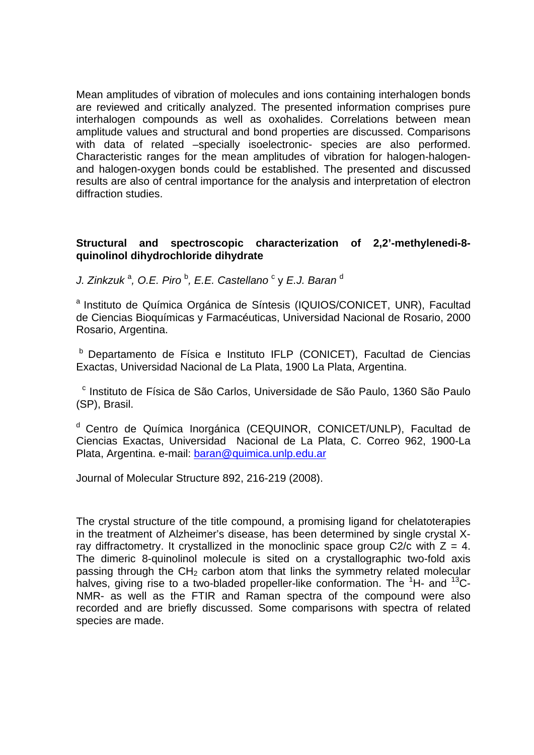Mean amplitudes of vibration of molecules and ions containing interhalogen bonds are reviewed and critically analyzed. The presented information comprises pure interhalogen compounds as well as oxohalides. Correlations between mean amplitude values and structural and bond properties are discussed. Comparisons with data of related –specially isoelectronic- species are also performed. Characteristic ranges for the mean amplitudes of vibration for halogen-halogen- and halogen-oxygen bonds could be established. The presented and discussed results are also of central importance for the analysis and interpretation of electron diffraction studies.

**Structural and spectroscopic characterization of 2,2'-methylenedi-8-quinolinol dihydrochloride dihydrate**

*J. Zinkzuk* [a], *O.E. Piro* [b], *E.E. Castellano* [c] y *E.J. Baran* [d]

[a] Instituto de Química Orgánica de Síntesis (IQUIOS/CONICET, UNR), Facultad de Ciencias Bioquímicas y Farmacéuticas, Universidad Nacional de Rosario, 2000 Rosario, Argentina.

[b] Departamento de Física e Instituto IFLP (CONICET), Facultad de Ciencias Exactas, Universidad Nacional de La Plata, 1900 La Plata, Argentina.

[c] Instituto de Física de São Carlos, Universidade de São Paulo, 1360 São Paulo (SP), Brasil.

[d] Centro de Química Inorgánica (CEQUINOR, CONICET/UNLP), Facultad de Ciencias Exactas, Universidad Nacional de La Plata, C. Correo 962, 1900-La Plata, Argentina. e-mail: baran@quimica.unlp.edu.ar

Journal of Molecular Structure 892, 216-219 (2008).

The crystal structure of the title compound, a promising ligand for chelatoterapies in the treatment of Alzheimer's disease, has been determined by single crystal X-ray diffractometry. It crystallized in the monoclinic space group C2/c with Z = 4. The dimeric 8-quinolinol molecule is sited on a crystallographic two-fold axis passing through the $CH_2$ carbon atom that links the symmetry related molecular halves, giving rise to a two-bladed propeller-like conformation. The $^{1}H$- and $^{13}C$-NMR- as well as the FTIR and Raman spectra of the compound were also recorded and are briefly discussed. Some comparisons with spectra of related species are made.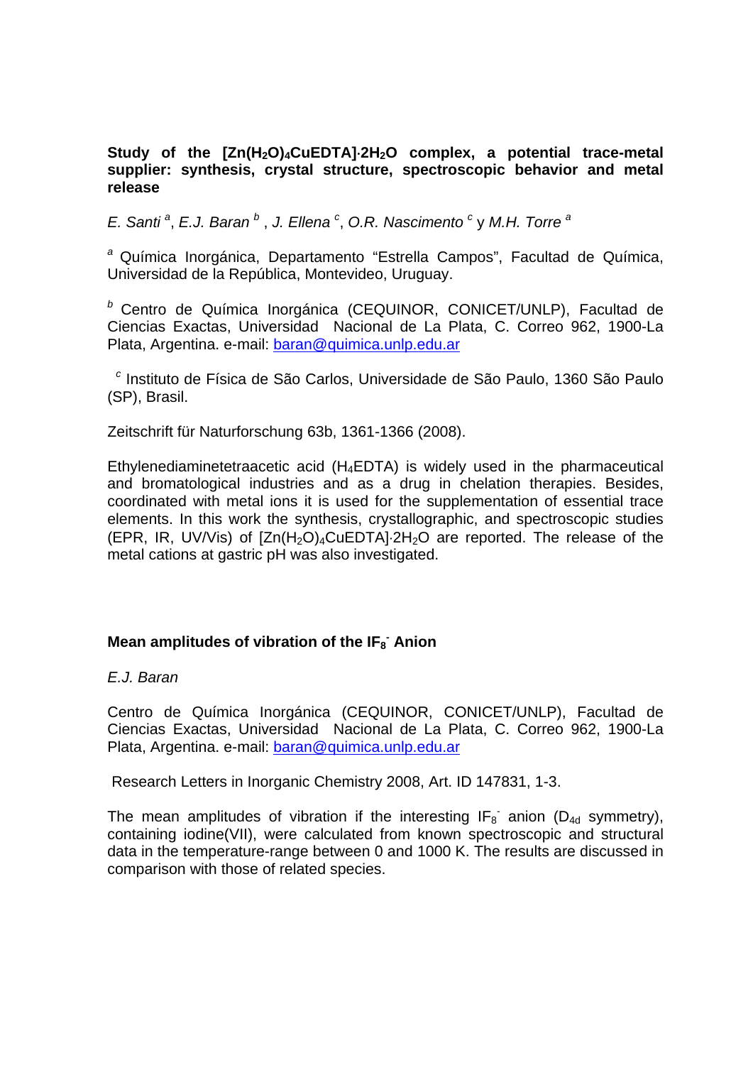**Study of the $[Zn(H_2O)_4CuEDTA]{\cdot}2H_2O$ complex, a potential trace-metal supplier: synthesis, crystal structure, spectroscopic behavior and metal release**

*E. Santi* [a], *E.J. Baran* [b] , *J. Ellena* [c], *O.R. Nascimento* [c] y *M.H. Torre* [a]

[a] Química Inorgánica, Departamento "Estrella Campos", Facultad de Química, Universidad de la República, Montevideo, Uruguay.

[b] Centro de Química Inorgánica (CEQUINOR, CONICET/UNLP), Facultad de Ciencias Exactas, Universidad Nacional de La Plata, C. Correo 962, 1900-La Plata, Argentina. e-mail: baran@quimica.unlp.edu.ar

[c] Instituto de Física de São Carlos, Universidade de São Paulo, 1360 São Paulo (SP), Brasil.

Zeitschrift für Naturforschung 63b, 1361-1366 (2008).

Ethylenediaminetetraacetic acid ($H_4EDTA$) is widely used in the pharmaceutical and bromatological industries and as a drug in chelation therapies. Besides, coordinated with metal ions it is used for the supplementation of essential trace elements. In this work the synthesis, crystallographic, and spectroscopic studies (EPR, IR, UV/Vis) of $[Zn(H_2O)_4CuEDTA]{\cdot}2H_2O$ are reported. The release of the metal cations at gastric pH was also investigated.

**Mean amplitudes of vibration of the $IF_8^-$ Anion**

*E.J. Baran*

Centro de Química Inorgánica (CEQUINOR, CONICET/UNLP), Facultad de Ciencias Exactas, Universidad Nacional de La Plata, C. Correo 962, 1900-La Plata, Argentina. e-mail: baran@quimica.unlp.edu.ar

Research Letters in Inorganic Chemistry 2008, Art. ID 147831, 1-3.

The mean amplitudes of vibration if the interesting $IF_8^-$ anion ($D_{4d}$ symmetry), containing iodine(VII), were calculated from known spectroscopic and structural data in the temperature-range between 0 and 1000 K. The results are discussed in comparison with those of related species.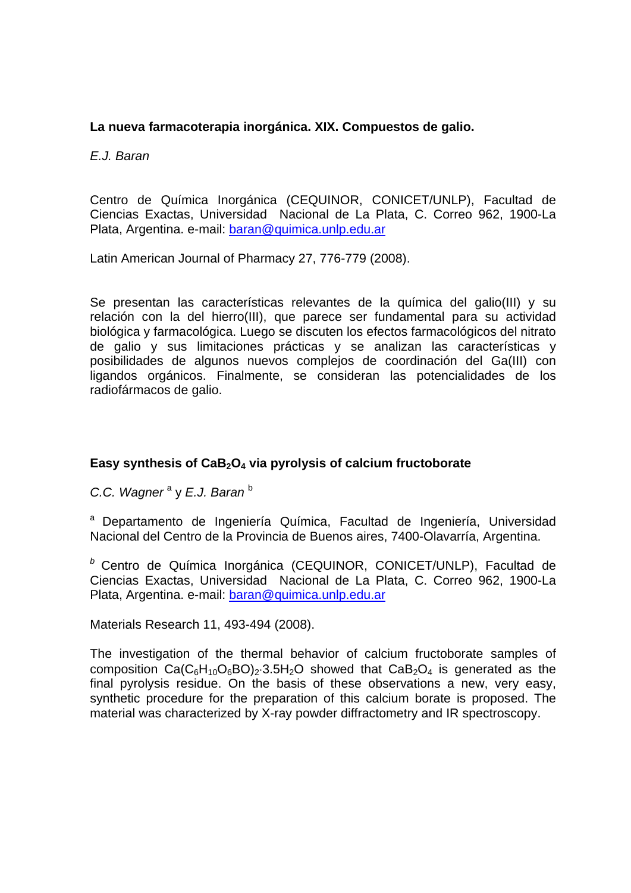**La nueva farmacoterapia inorgánica. XIX. Compuestos de galio.**

*E.J. Baran*

Centro de Química Inorgánica (CEQUINOR, CONICET/UNLP), Facultad de Ciencias Exactas, Universidad Nacional de La Plata, C. Correo 962, 1900-La Plata, Argentina. e-mail: baran@quimica.unlp.edu.ar

Latin American Journal of Pharmacy 27, 776-779 (2008).

Se presentan las características relevantes de la química del galio(III) y su relación con la del hierro(III), que parece ser fundamental para su actividad biológica y farmacológica. Luego se discuten los efectos farmacológicos del nitrato de galio y sus limitaciones prácticas y se analizan las características y posibilidades de algunos nuevos complejos de coordinación del Ga(III) con ligandos orgánicos. Finalmente, se consideran las potencialidades de los radiofármacos de galio.

**Easy synthesis of $CaB_2O_4$ via pyrolysis of calcium fructoborate**

*C.C. Wagner* [a] y *E.J. Baran* [b]

[a] Departamento de Ingeniería Química, Facultad de Ingeniería, Universidad Nacional del Centro de la Provincia de Buenos aires, 7400-Olavarría, Argentina.

[b] Centro de Química Inorgánica (CEQUINOR, CONICET/UNLP), Facultad de Ciencias Exactas, Universidad Nacional de La Plata, C. Correo 962, 1900-La Plata, Argentina. e-mail: baran@quimica.unlp.edu.ar

Materials Research 11, 493-494 (2008).

The investigation of the thermal behavior of calcium fructoborate samples of composition $Ca(C_6H_{10}O_6BO)_2{\cdot}3.5H_2O$ showed that $CaB_2O_4$ is generated as the final pyrolysis residue. On the basis of these observations a new, very easy, synthetic procedure for the preparation of this calcium borate is proposed. The material was characterized by X-ray powder diffractometry and IR spectroscopy.